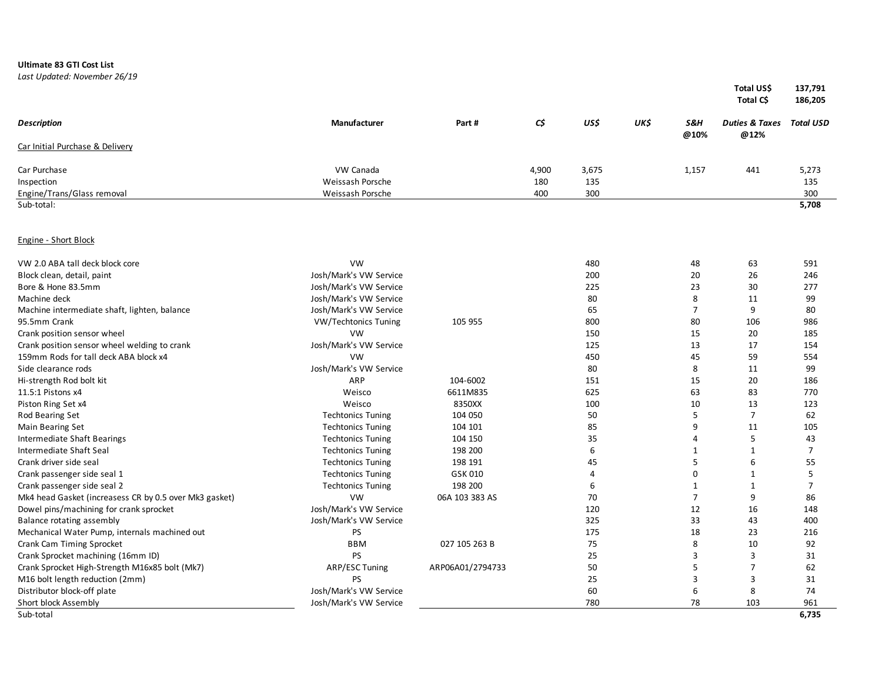**Ultimate 83 GTI Cost List**
*Last Updated: November 26/19*

| | |
|---|---|
| **Total US$** | **137,791** |
| **Total C$** | **186,205** |

| *Description* | Manufacturer | Part # | *C$* | *US$* | *UK$* | *S&H @10%* | *Duties & Taxes @12%* | *Total USD* |
|---|---|---|---|---|---|---|---|---|
| Car Initial Purchase & Delivery | | | | | | | | |
| Car Purchase | VW Canada | | 4,900 | 3,675 | | 1,157 | 441 | 5,273 |
| Inspection | Weissash Porsche | | 180 | 135 | | | | 135 |
| Engine/Trans/Glass removal | Weissash Porsche | | 400 | 300 | | | | 300 |
| Sub-total: | | | | | | | | **5,708** |
| Engine - Short Block | | | | | | | | |
| VW 2.0 ABA tall deck block core | VW | | | 480 | | 48 | 63 | 591 |
| Block clean, detail, paint | Josh/Mark's VW Service | | | 200 | | 20 | 26 | 246 |
| Bore & Hone 83.5mm | Josh/Mark's VW Service | | | 225 | | 23 | 30 | 277 |
| Machine deck | Josh/Mark's VW Service | | | 80 | | 8 | 11 | 99 |
| Machine intermediate shaft, lighten, balance | Josh/Mark's VW Service | | | 65 | | 7 | 9 | 80 |
| 95.5mm Crank | VW/Techtonics Tuning | 105 955 | | 800 | | 80 | 106 | 986 |
| Crank position sensor wheel | VW | | | 150 | | 15 | 20 | 185 |
| Crank position sensor wheel welding to crank | Josh/Mark's VW Service | | | 125 | | 13 | 17 | 154 |
| 159mm Rods for tall deck ABA block x4 | VW | | | 450 | | 45 | 59 | 554 |
| Side clearance rods | Josh/Mark's VW Service | | | 80 | | 8 | 11 | 99 |
| Hi-strength Rod bolt kit | ARP | 104-6002 | | 151 | | 15 | 20 | 186 |
| 11.5:1 Pistons x4 | Weisco | 6611M835 | | 625 | | 63 | 83 | 770 |
| Piston Ring Set x4 | Weisco | 8350XX | | 100 | | 10 | 13 | 123 |
| Rod Bearing Set | Techtonics Tuning | 104 050 | | 50 | | 5 | 7 | 62 |
| Main Bearing Set | Techtonics Tuning | 104 101 | | 85 | | 9 | 11 | 105 |
| Intermediate Shaft Bearings | Techtonics Tuning | 104 150 | | 35 | | 4 | 5 | 43 |
| Intermediate Shaft Seal | Techtonics Tuning | 198 200 | | 6 | | 1 | 1 | 7 |
| Crank driver side seal | Techtonics Tuning | 198 191 | | 45 | | 5 | 6 | 55 |
| Crank passenger side seal 1 | Techtonics Tuning | GSK 010 | | 4 | | 0 | 1 | 5 |
| Crank passenger side seal 2 | Techtonics Tuning | 198 200 | | 6 | | 1 | 1 | 7 |
| Mk4 head Gasket (increasess CR by 0.5 over Mk3 gasket) | VW | 06A 103 383 AS | | 70 | | 7 | 9 | 86 |
| Dowel pins/machining for crank sprocket | Josh/Mark's VW Service | | | 120 | | 12 | 16 | 148 |
| Balance rotating assembly | Josh/Mark's VW Service | | | 325 | | 33 | 43 | 400 |
| Mechanical Water Pump, internals machined out | PS | | | 175 | | 18 | 23 | 216 |
| Crank Cam Timing Sprocket | BBM | 027 105 263 B | | 75 | | 8 | 10 | 92 |
| Crank Sprocket machining (16mm ID) | PS | | | 25 | | 3 | 3 | 31 |
| Crank Sprocket High-Strength M16x85 bolt (Mk7) | ARP/ESC Tuning | ARP06A01/2794733 | | 50 | | 5 | 7 | 62 |
| M16 bolt length reduction (2mm) | PS | | | 25 | | 3 | 3 | 31 |
| Distributor block-off plate | Josh/Mark's VW Service | | | 60 | | 6 | 8 | 74 |
| Short block Assembly | Josh/Mark's VW Service | | | 780 | | 78 | 103 | 961 |
| Sub-total | | | | | | | | **6,735** |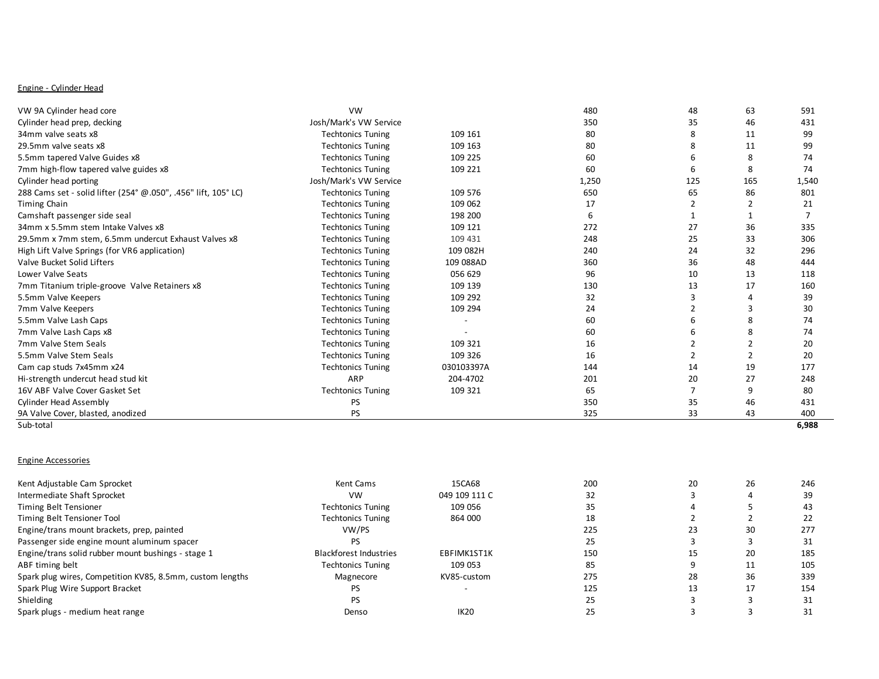Engine - Cylinder Head

| | | | | | | |
|---|---|---|---|---|---|---|
| VW 9A Cylinder head core | VW | | 480 | 48 | 63 | 591 |
| Cylinder head prep, decking | Josh/Mark's VW Service | | 350 | 35 | 46 | 431 |
| 34mm valve seats x8 | Techtonics Tuning | 109 161 | 80 | 8 | 11 | 99 |
| 29.5mm valve seats x8 | Techtonics Tuning | 109 163 | 80 | 8 | 11 | 99 |
| 5.5mm tapered Valve Guides x8 | Techtonics Tuning | 109 225 | 60 | 6 | 8 | 74 |
| 7mm high-flow tapered valve guides x8 | Techtonics Tuning | 109 221 | 60 | 6 | 8 | 74 |
| Cylinder head porting | Josh/Mark's VW Service | | 1,250 | 125 | 165 | 1,540 |
| 288 Cams set - solid lifter (254° @.050", .456" lift, 105° LC) | Techtonics Tuning | 109 576 | 650 | 65 | 86 | 801 |
| Timing Chain | Techtonics Tuning | 109 062 | 17 | 2 | 2 | 21 |
| Camshaft passenger side seal | Techtonics Tuning | 198 200 | 6 | 1 | 1 | 7 |
| 34mm x 5.5mm stem Intake Valves x8 | Techtonics Tuning | 109 121 | 272 | 27 | 36 | 335 |
| 29.5mm x 7mm stem, 6.5mm undercut Exhaust Valves x8 | Techtonics Tuning | 109 431 | 248 | 25 | 33 | 306 |
| High Lift Valve Springs (for VR6 application) | Techtonics Tuning | 109 082H | 240 | 24 | 32 | 296 |
| Valve Bucket Solid Lifters | Techtonics Tuning | 109 088AD | 360 | 36 | 48 | 444 |
| Lower Valve Seats | Techtonics Tuning | 056 629 | 96 | 10 | 13 | 118 |
| 7mm Titanium triple-groove Valve Retainers x8 | Techtonics Tuning | 109 139 | 130 | 13 | 17 | 160 |
| 5.5mm Valve Keepers | Techtonics Tuning | 109 292 | 32 | 3 | 4 | 39 |
| 7mm Valve Keepers | Techtonics Tuning | 109 294 | 24 | 2 | 3 | 30 |
| 5.5mm Valve Lash Caps | Techtonics Tuning | - | 60 | 6 | 8 | 74 |
| 7mm Valve Lash Caps x8 | Techtonics Tuning | - | 60 | 6 | 8 | 74 |
| 7mm Valve Stem Seals | Techtonics Tuning | 109 321 | 16 | 2 | 2 | 20 |
| 5.5mm Valve Stem Seals | Techtonics Tuning | 109 326 | 16 | 2 | 2 | 20 |
| Cam cap studs 7x45mm x24 | Techtonics Tuning | 030103397A | 144 | 14 | 19 | 177 |
| Hi-strength undercut head stud kit | ARP | 204-4702 | 201 | 20 | 27 | 248 |
| 16V ABF Valve Cover Gasket Set | Techtonics Tuning | 109 321 | 65 | 7 | 9 | 80 |
| Cylinder Head Assembly | PS | | 350 | 35 | 46 | 431 |
| 9A Valve Cover, blasted, anodized | PS | | 325 | 33 | 43 | 400 |
| Sub-total | | | | | | **6,988** |

Engine Accessories

| | | | | | | |
|---|---|---|---|---|---|---|
| Kent Adjustable Cam Sprocket | Kent Cams | 15CA68 | 200 | 20 | 26 | 246 |
| Intermediate Shaft Sprocket | VW | 049 109 111 C | 32 | 3 | 4 | 39 |
| Timing Belt Tensioner | Techtonics Tuning | 109 056 | 35 | 4 | 5 | 43 |
| Timing Belt Tensioner Tool | Techtonics Tuning | 864 000 | 18 | 2 | 2 | 22 |
| Engine/trans mount brackets, prep, painted | VW/PS | | 225 | 23 | 30 | 277 |
| Passenger side engine mount aluminum spacer | PS | | 25 | 3 | 3 | 31 |
| Engine/trans solid rubber mount bushings - stage 1 | Blackforest Industries | EBFIMK1ST1K | 150 | 15 | 20 | 185 |
| ABF timing belt | Techtonics Tuning | 109 053 | 85 | 9 | 11 | 105 |
| Spark plug wires, Competition KV85, 8.5mm, custom lengths | Magnecore | KV85-custom | 275 | 28 | 36 | 339 |
| Spark Plug Wire Support Bracket | PS | - | 125 | 13 | 17 | 154 |
| Shielding | PS | | 25 | 3 | 3 | 31 |
| Spark plugs - medium heat range | Denso | IK20 | 25 | 3 | 3 | 31 |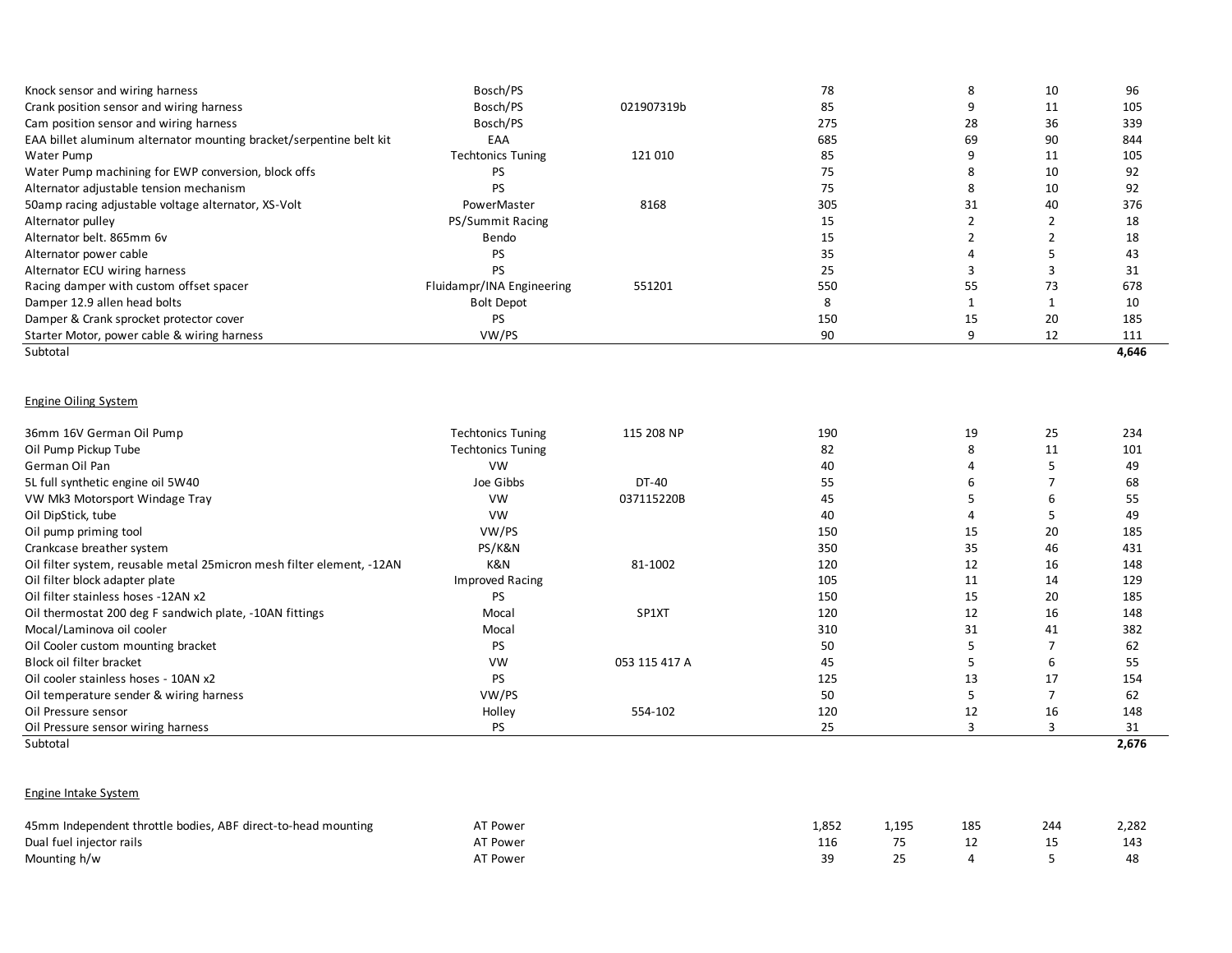| | | | | | | | |
|---|---|---|---|---|---|---|---|
| Knock sensor and wiring harness | Bosch/PS | | 78 | | 8 | 10 | 96 |
| Crank position sensor and wiring harness | Bosch/PS | 021907319b | 85 | | 9 | 11 | 105 |
| Cam position sensor and wiring harness | Bosch/PS | | 275 | | 28 | 36 | 339 |
| EAA billet aluminum alternator mounting bracket/serpentine belt kit | EAA | | 685 | | 69 | 90 | 844 |
| Water Pump | Techtonics Tuning | 121 010 | 85 | | 9 | 11 | 105 |
| Water Pump machining for EWP conversion, block offs | PS | | 75 | | 8 | 10 | 92 |
| Alternator adjustable tension mechanism | PS | | 75 | | 8 | 10 | 92 |
| 50amp racing adjustable voltage alternator, XS-Volt | PowerMaster | 8168 | 305 | | 31 | 40 | 376 |
| Alternator pulley | PS/Summit Racing | | 15 | | 2 | 2 | 18 |
| Alternator belt. 865mm 6v | Bendo | | 15 | | 2 | 2 | 18 |
| Alternator power cable | PS | | 35 | | 4 | 5 | 43 |
| Alternator ECU wiring harness | PS | | 25 | | 3 | 3 | 31 |
| Racing damper with custom offset spacer | Fluidampr/INA Engineering | 551201 | 550 | | 55 | 73 | 678 |
| Damper 12.9 allen head bolts | Bolt Depot | | 8 | | 1 | 1 | 10 |
| Damper & Crank sprocket protector cover | PS | | 150 | | 15 | 20 | 185 |
| Starter Motor, power cable & wiring harness | VW/PS | | 90 | | 9 | 12 | 111 |
| Subtotal | | | | | | | **4,646** |

Engine Oiling System

| | | | | | | | |
|---|---|---|---|---|---|---|---|
| 36mm 16V German Oil Pump | Techtonics Tuning | 115 208 NP | 190 | | 19 | 25 | 234 |
| Oil Pump Pickup Tube | Techtonics Tuning | | 82 | | 8 | 11 | 101 |
| German Oil Pan | VW | | 40 | | 4 | 5 | 49 |
| 5L full synthetic engine oil 5W40 | Joe Gibbs | DT-40 | 55 | | 6 | 7 | 68 |
| VW Mk3 Motorsport Windage Tray | VW | 037115220B | 45 | | 5 | 6 | 55 |
| Oil DipStick, tube | VW | | 40 | | 4 | 5 | 49 |
| Oil pump priming tool | VW/PS | | 150 | | 15 | 20 | 185 |
| Crankcase breather system | PS/K&N | | 350 | | 35 | 46 | 431 |
| Oil filter system, reusable metal 25micron mesh filter element, -12AN | K&N | 81-1002 | 120 | | 12 | 16 | 148 |
| Oil filter block adapter plate | Improved Racing | | 105 | | 11 | 14 | 129 |
| Oil filter stainless hoses -12AN x2 | PS | | 150 | | 15 | 20 | 185 |
| Oil thermostat 200 deg F sandwich plate, -10AN fittings | Mocal | SP1XT | 120 | | 12 | 16 | 148 |
| Mocal/Laminova oil cooler | Mocal | | 310 | | 31 | 41 | 382 |
| Oil Cooler custom mounting bracket | PS | | 50 | | 5 | 7 | 62 |
| Block oil filter bracket | VW | 053 115 417 A | 45 | | 5 | 6 | 55 |
| Oil cooler stainless hoses - 10AN x2 | PS | | 125 | | 13 | 17 | 154 |
| Oil temperature sender & wiring harness | VW/PS | | 50 | | 5 | 7 | 62 |
| Oil Pressure sensor | Holley | 554-102 | 120 | | 12 | 16 | 148 |
| Oil Pressure sensor wiring harness | PS | | 25 | | 3 | 3 | 31 |
| Subtotal | | | | | | | **2,676** |

Engine Intake System

| | | | | | | | |
|---|---|---|---|---|---|---|---|
| 45mm Independent throttle bodies, ABF direct-to-head mounting | AT Power | | 1,852 | 1,195 | 185 | 244 | 2,282 |
| Dual fuel injector rails | AT Power | | 116 | 75 | 12 | 15 | 143 |
| Mounting h/w | AT Power | | 39 | 25 | 4 | 5 | 48 |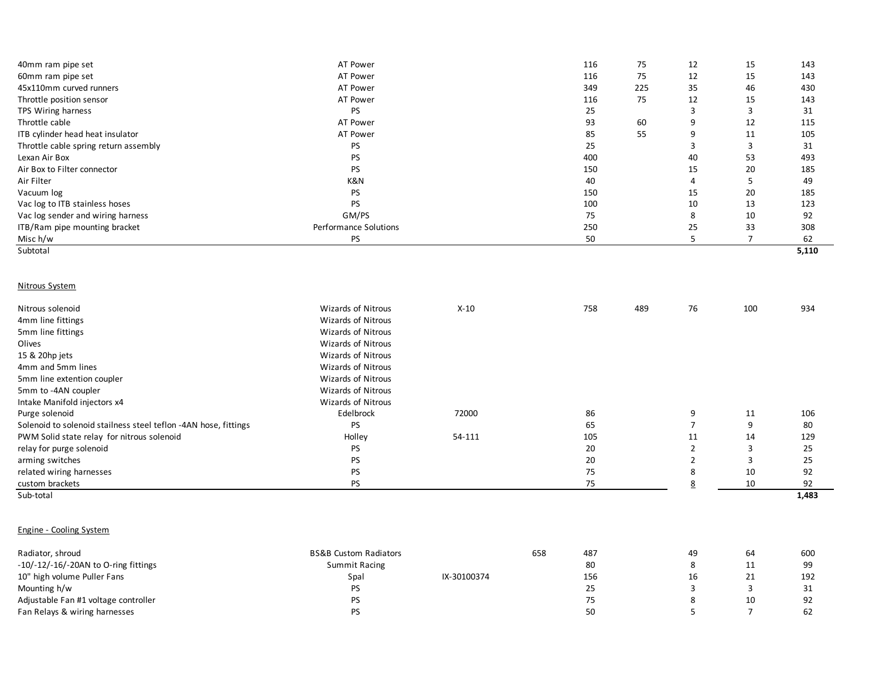| | | | | | | | | |
|---|---|---|---|---|---|---|---|---|
| 40mm ram pipe set | AT Power | | | 116 | 75 | 12 | 15 | 143 |
| 60mm ram pipe set | AT Power | | | 116 | 75 | 12 | 15 | 143 |
| 45x110mm curved runners | AT Power | | | 349 | 225 | 35 | 46 | 430 |
| Throttle position sensor | AT Power | | | 116 | 75 | 12 | 15 | 143 |
| TPS Wiring harness | PS | | | 25 | | 3 | 3 | 31 |
| Throttle cable | AT Power | | | 93 | 60 | 9 | 12 | 115 |
| ITB cylinder head heat insulator | AT Power | | | 85 | 55 | 9 | 11 | 105 |
| Throttle cable spring return assembly | PS | | | 25 | | 3 | 3 | 31 |
| Lexan Air Box | PS | | | 400 | | 40 | 53 | 493 |
| Air Box to Filter connector | PS | | | 150 | | 15 | 20 | 185 |
| Air Filter | K&N | | | 40 | | 4 | 5 | 49 |
| Vacuum log | PS | | | 150 | | 15 | 20 | 185 |
| Vac log to ITB stainless hoses | PS | | | 100 | | 10 | 13 | 123 |
| Vac log sender and wiring harness | GM/PS | | | 75 | | 8 | 10 | 92 |
| ITB/Ram pipe mounting bracket | Performance Solutions | | | 250 | | 25 | 33 | 308 |
| Misc h/w | PS | | | 50 | | 5 | 7 | 62 |
| Subtotal | | | | | | | | **5,110** |

Nitrous System

| | | | | | | | | |
|---|---|---|---|---|---|---|---|---|
| Nitrous solenoid | Wizards of Nitrous | X-10 | | 758 | 489 | 76 | 100 | 934 |
| 4mm line fittings | Wizards of Nitrous | | | | | | | |
| 5mm line fittings | Wizards of Nitrous | | | | | | | |
| Olives | Wizards of Nitrous | | | | | | | |
| 15 & 20hp jets | Wizards of Nitrous | | | | | | | |
| 4mm and 5mm lines | Wizards of Nitrous | | | | | | | |
| 5mm line extention coupler | Wizards of Nitrous | | | | | | | |
| 5mm to -4AN coupler | Wizards of Nitrous | | | | | | | |
| Intake Manifold injectors x4 | Wizards of Nitrous | | | | | | | |
| Purge solenoid | Edelbrock | 72000 | | 86 | | 9 | 11 | 106 |
| Solenoid to solenoid stailness steel teflon -4AN hose, fittings | PS | | | 65 | | 7 | 9 | 80 |
| PWM Solid state relay for nitrous solenoid | Holley | 54-111 | | 105 | | 11 | 14 | 129 |
| relay for purge solenoid | PS | | | 20 | | 2 | 3 | 25 |
| arming switches | PS | | | 20 | | 2 | 3 | 25 |
| related wiring harnesses | PS | | | 75 | | 8 | 10 | 92 |
| custom brackets | PS | | | 75 | | 8 | 10 | 92 |
| Sub-total | | | | | | | | **1,483** |

Engine - Cooling System

| | | | | | | | | |
|---|---|---|---|---|---|---|---|---|
| Radiator, shroud | BS&B Custom Radiators | | 658 | 487 | | 49 | 64 | 600 |
| -10/-12/-16/-20AN to O-ring fittings | Summit Racing | | | 80 | | 8 | 11 | 99 |
| 10" high volume Puller Fans | Spal | IX-30100374 | | 156 | | 16 | 21 | 192 |
| Mounting h/w | PS | | | 25 | | 3 | 3 | 31 |
| Adjustable Fan #1 voltage controller | PS | | | 75 | | 8 | 10 | 92 |
| Fan Relays & wiring harnesses | PS | | | 50 | | 5 | 7 | 62 |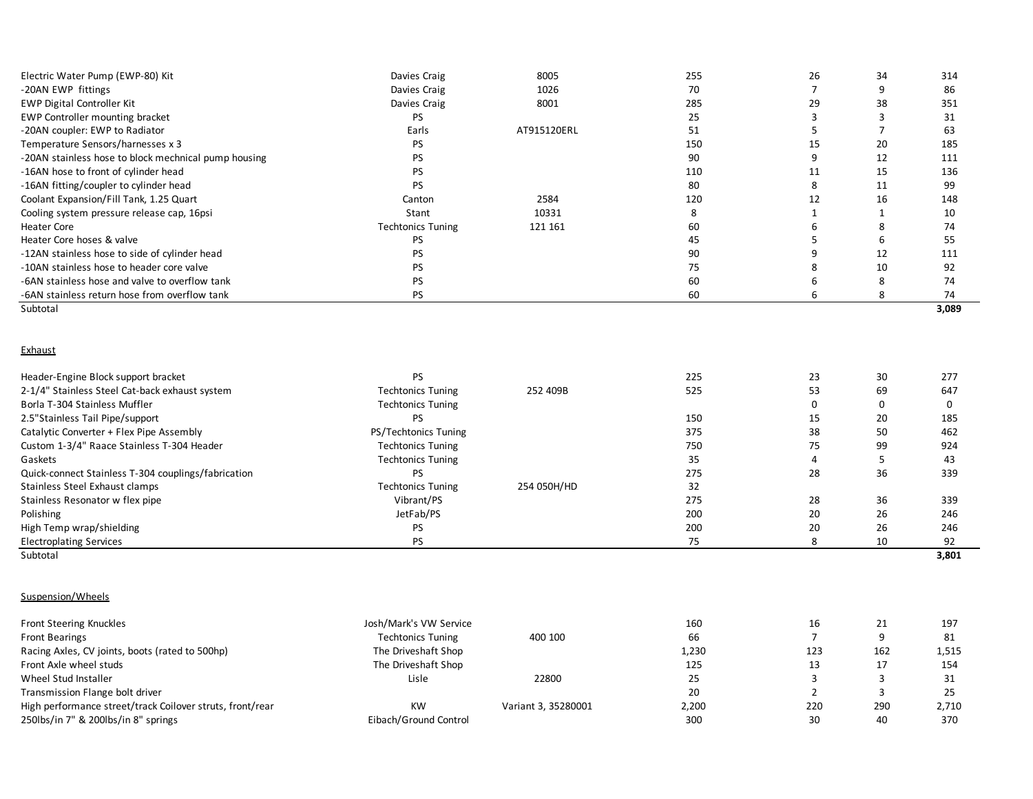| | | | | | | |
|---|---|---|---|---|---|---|
| Electric Water Pump (EWP-80) Kit | Davies Craig | 8005 | 255 | 26 | 34 | 314 |
| -20AN EWP fittings | Davies Craig | 1026 | 70 | 7 | 9 | 86 |
| EWP Digital Controller Kit | Davies Craig | 8001 | 285 | 29 | 38 | 351 |
| EWP Controller mounting bracket | PS | | 25 | 3 | 3 | 31 |
| -20AN coupler: EWP to Radiator | Earls | AT915120ERL | 51 | 5 | 7 | 63 |
| Temperature Sensors/harnesses x 3 | PS | | 150 | 15 | 20 | 185 |
| -20AN stainless hose to block mechnical pump housing | PS | | 90 | 9 | 12 | 111 |
| -16AN hose to front of cylinder head | PS | | 110 | 11 | 15 | 136 |
| -16AN fitting/coupler to cylinder head | PS | | 80 | 8 | 11 | 99 |
| Coolant Expansion/Fill Tank, 1.25 Quart | Canton | 2584 | 120 | 12 | 16 | 148 |
| Cooling system pressure release cap, 16psi | Stant | 10331 | 8 | 1 | 1 | 10 |
| Heater Core | Techtonics Tuning | 121 161 | 60 | 6 | 8 | 74 |
| Heater Core hoses & valve | PS | | 45 | 5 | 6 | 55 |
| -12AN stainless hose to side of cylinder head | PS | | 90 | 9 | 12 | 111 |
| -10AN stainless hose to header core valve | PS | | 75 | 8 | 10 | 92 |
| -6AN stainless hose and valve to overflow tank | PS | | 60 | 6 | 8 | 74 |
| -6AN stainless return hose from overflow tank | PS | | 60 | 6 | 8 | 74 |
| Subtotal | | | | | | **3,089** |

## Exhaust

| | | | | | | |
|---|---|---|---|---|---|---|
| Header-Engine Block support bracket | PS | | 225 | 23 | 30 | 277 |
| 2-1/4" Stainless Steel Cat-back exhaust system | Techtonics Tuning | 252 409B | 525 | 53 | 69 | 647 |
| Borla T-304 Stainless Muffler | Techtonics Tuning | | | 0 | 0 | 0 |
| 2.5"Stainless Tail Pipe/support | PS | | 150 | 15 | 20 | 185 |
| Catalytic Converter + Flex Pipe Assembly | PS/Techtonics Tuning | | 375 | 38 | 50 | 462 |
| Custom 1-3/4" Raace Stainless T-304 Header | Techtonics Tuning | | 750 | 75 | 99 | 924 |
| Gaskets | Techtonics Tuning | | 35 | 4 | 5 | 43 |
| Quick-connect Stainless T-304 couplings/fabrication | PS | | 275 | 28 | 36 | 339 |
| Stainless Steel Exhaust clamps | Techtonics Tuning | 254 050H/HD | 32 | | | |
| Stainless Resonator w flex pipe | Vibrant/PS | | 275 | 28 | 36 | 339 |
| Polishing | JetFab/PS | | 200 | 20 | 26 | 246 |
| High Temp wrap/shielding | PS | | 200 | 20 | 26 | 246 |
| Electroplating Services | PS | | 75 | 8 | 10 | 92 |
| Subtotal | | | | | | **3,801** |

## Suspension/Wheels

| | | | | | | |
|---|---|---|---|---|---|---|
| Front Steering Knuckles | Josh/Mark's VW Service | | 160 | 16 | 21 | 197 |
| Front Bearings | Techtonics Tuning | 400 100 | 66 | 7 | 9 | 81 |
| Racing Axles, CV joints, boots (rated to 500hp) | The Driveshaft Shop | | 1,230 | 123 | 162 | 1,515 |
| Front Axle wheel studs | The Driveshaft Shop | | 125 | 13 | 17 | 154 |
| Wheel Stud Installer | Lisle | 22800 | 25 | 3 | 3 | 31 |
| Transmission Flange bolt driver | | | 20 | 2 | 3 | 25 |
| High performance street/track Coilover struts, front/rear | KW | Variant 3, 35280001 | 2,200 | 220 | 290 | 2,710 |
| 250lbs/in 7" & 200lbs/in 8" springs | Eibach/Ground Control | | 300 | 30 | 40 | 370 |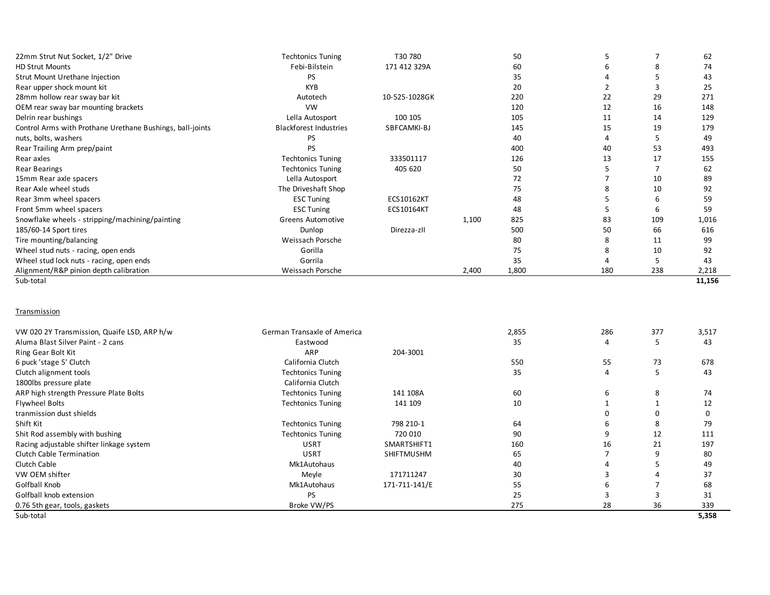| | | | | | | | |
|---|---|---|---|---|---|---|---|
| 22mm Strut Nut Socket, 1/2" Drive | Techtonics Tuning | T30 780 | | 50 | 5 | 7 | 62 |
| HD Strut Mounts | Febi-Bilstein | 171 412 329A | | 60 | 6 | 8 | 74 |
| Strut Mount Urethane Injection | PS | | | 35 | 4 | 5 | 43 |
| Rear upper shock mount kit | KYB | | | 20 | 2 | 3 | 25 |
| 28mm hollow rear sway bar kit | Autotech | 10-525-1028GK | | 220 | 22 | 29 | 271 |
| OEM rear sway bar mounting brackets | VW | | | 120 | 12 | 16 | 148 |
| Delrin rear bushings | Lella Autosport | 100 105 | | 105 | 11 | 14 | 129 |
| Control Arms with Prothane Urethane Bushings, ball-joints | Blackforest Industries | SBFCAMKI-BJ | | 145 | 15 | 19 | 179 |
| nuts, bolts, washers | PS | | | 40 | 4 | 5 | 49 |
| Rear Trailing Arm prep/paint | PS | | | 400 | 40 | 53 | 493 |
| Rear axles | Techtonics Tuning | 333501117 | | 126 | 13 | 17 | 155 |
| Rear Bearings | Techtonics Tuning | 405 620 | | 50 | 5 | 7 | 62 |
| 15mm Rear axle spacers | Lella Autosport | | | 72 | 7 | 10 | 89 |
| Rear Axle wheel studs | The Driveshaft Shop | | | 75 | 8 | 10 | 92 |
| Rear 3mm wheel spacers | ESC Tuning | ECS10162KT | | 48 | 5 | 6 | 59 |
| Front 5mm wheel spacers | ESC Tuning | ECS10164KT | | 48 | 5 | 6 | 59 |
| Snowflake wheels - stripping/machining/painting | Greens Automotive | | 1,100 | 825 | 83 | 109 | 1,016 |
| 185/60-14 Sport tires | Dunlop | Direzza-zII | | 500 | 50 | 66 | 616 |
| Tire mounting/balancing | Weissach Porsche | | | 80 | 8 | 11 | 99 |
| Wheel stud nuts - racing, open ends | Gorilla | | | 75 | 8 | 10 | 92 |
| Wheel stud lock nuts - racing, open ends | Gorrila | | | 35 | 4 | 5 | 43 |
| Alignment/R&P pinion depth calibration | Weissach Porsche | | 2,400 | 1,800 | 180 | 238 | 2,218 |
| Sub-total | | | | | | | **11,156** |

Transmission

| | | | | | | | |
|---|---|---|---|---|---|---|---|
| VW 020 2Y Transmission, Quaife LSD, ARP h/w | German Transaxle of America | | | 2,855 | 286 | 377 | 3,517 |
| Aluma Blast Silver Paint - 2 cans | Eastwood | | | 35 | 4 | 5 | 43 |
| Ring Gear Bolt Kit | ARP | 204-3001 | | | | | |
| 6 puck 'stage 5' Clutch | California Clutch | | | 550 | 55 | 73 | 678 |
| Clutch alignment tools | Techtonics Tuning | | | 35 | 4 | 5 | 43 |
| 1800lbs pressure plate | California Clutch | | | | | | |
| ARP high strength Pressure Plate Bolts | Techtonics Tuning | 141 108A | | 60 | 6 | 8 | 74 |
| Flywheel Bolts | Techtonics Tuning | 141 109 | | 10 | 1 | 1 | 12 |
| tranmission dust shields | | | | | 0 | 0 | 0 |
| Shift Kit | Techtonics Tuning | 798 210-1 | | 64 | 6 | 8 | 79 |
| Shit Rod assembly with bushing | Techtonics Tuning | 720 010 | | 90 | 9 | 12 | 111 |
| Racing adjustable shifter linkage system | USRT | SMARTSHIFT1 | | 160 | 16 | 21 | 197 |
| Clutch Cable Termination | USRT | SHIFTMUSHM | | 65 | 7 | 9 | 80 |
| Clutch Cable | Mk1Autohaus | | | 40 | 4 | 5 | 49 |
| VW OEM shifter | Meyle | 171711247 | | 30 | 3 | 4 | 37 |
| Golfball Knob | Mk1Autohaus | 171-711-141/E | | 55 | 6 | 7 | 68 |
| Golfball knob extension | PS | | | 25 | 3 | 3 | 31 |
| 0.76 5th gear, tools, gaskets | Broke VW/PS | | | 275 | 28 | 36 | 339 |
| Sub-total | | | | | | | **5,358** |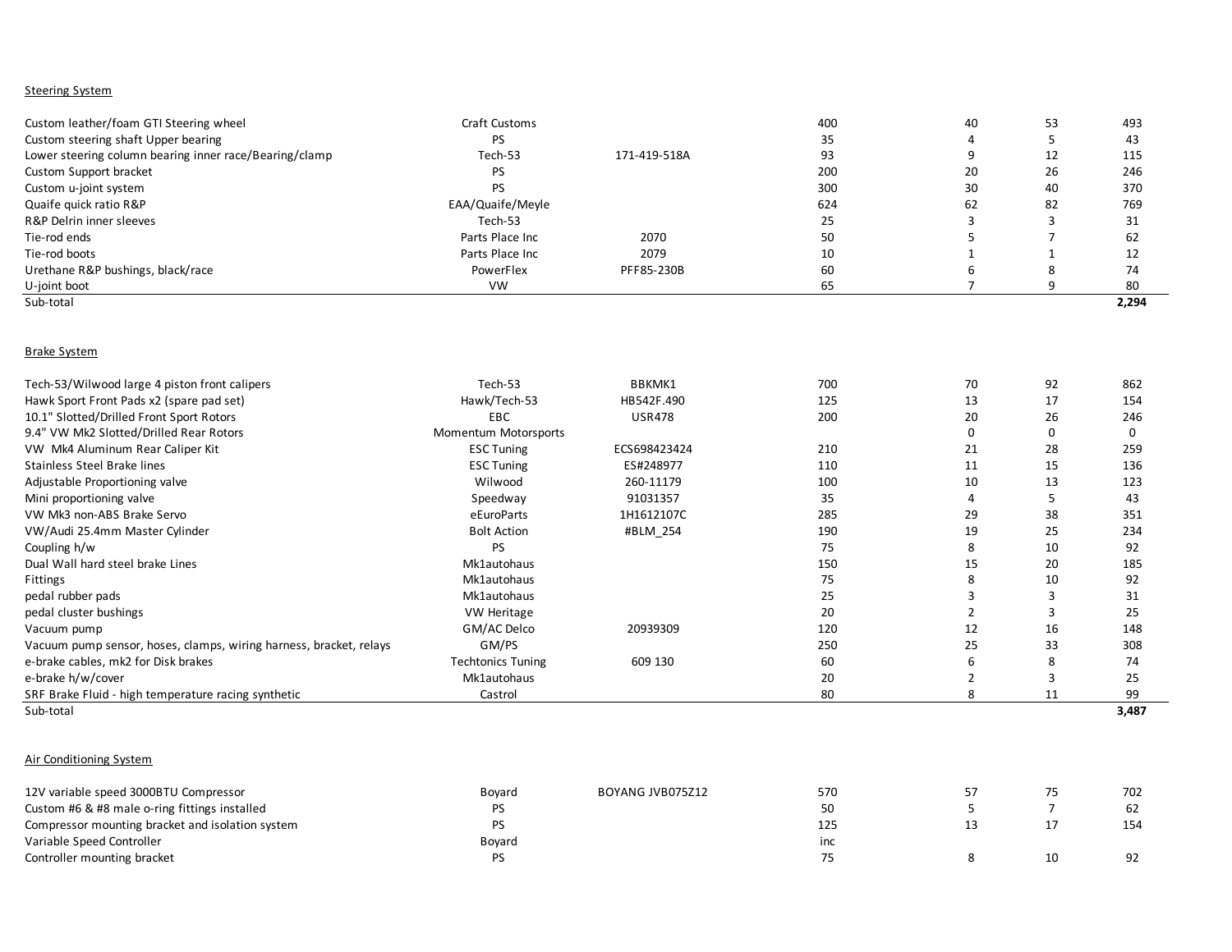Steering System

| | | | | | | |
|---|---|---|---|---|---|---|
| Custom leather/foam GTI Steering wheel | Craft Customs | | 400 | 40 | 53 | 493 |
| Custom steering shaft Upper bearing | PS | | 35 | 4 | 5 | 43 |
| Lower steering column bearing inner race/Bearing/clamp | Tech-53 | 171-419-518A | 93 | 9 | 12 | 115 |
| Custom Support bracket | PS | | 200 | 20 | 26 | 246 |
| Custom u-joint system | PS | | 300 | 30 | 40 | 370 |
| Quaife quick ratio R&P | EAA/Quaife/Meyle | | 624 | 62 | 82 | 769 |
| R&P Delrin inner sleeves | Tech-53 | | 25 | 3 | 3 | 31 |
| Tie-rod ends | Parts Place Inc | 2070 | 50 | 5 | 7 | 62 |
| Tie-rod boots | Parts Place Inc | 2079 | 10 | 1 | 1 | 12 |
| Urethane R&P bushings, black/race | PowerFlex | PFF85-230B | 60 | 6 | 8 | 74 |
| U-joint boot | VW | | 65 | 7 | 9 | 80 |
| Sub-total | | | | | | **2,294** |

Brake System

| | | | | | | |
|---|---|---|---|---|---|---|
| Tech-53/Wilwood large 4 piston front calipers | Tech-53 | BBKMK1 | 700 | 70 | 92 | 862 |
| Hawk Sport Front Pads x2 (spare pad set) | Hawk/Tech-53 | HB542F.490 | 125 | 13 | 17 | 154 |
| 10.1" Slotted/Drilled Front Sport Rotors | EBC | USR478 | 200 | 20 | 26 | 246 |
| 9.4" VW Mk2 Slotted/Drilled Rear Rotors | Momentum Motorsports | | | 0 | 0 | 0 |
| VW Mk4 Aluminum Rear Caliper Kit | ESC Tuning | ECS698423424 | 210 | 21 | 28 | 259 |
| Stainless Steel Brake lines | ESC Tuning | ES#248977 | 110 | 11 | 15 | 136 |
| Adjustable Proportioning valve | Wilwood | 260-11179 | 100 | 10 | 13 | 123 |
| Mini proportioning valve | Speedway | 91031357 | 35 | 4 | 5 | 43 |
| VW Mk3 non-ABS Brake Servo | eEuroParts | 1H1612107C | 285 | 29 | 38 | 351 |
| VW/Audi 25.4mm Master Cylinder | Bolt Action | #BLM_254 | 190 | 19 | 25 | 234 |
| Coupling h/w | PS | | 75 | 8 | 10 | 92 |
| Dual Wall hard steel brake Lines | Mk1autohaus | | 150 | 15 | 20 | 185 |
| Fittings | Mk1autohaus | | 75 | 8 | 10 | 92 |
| pedal rubber pads | Mk1autohaus | | 25 | 3 | 3 | 31 |
| pedal cluster bushings | VW Heritage | | 20 | 2 | 3 | 25 |
| Vacuum pump | GM/AC Delco | 20939309 | 120 | 12 | 16 | 148 |
| Vacuum pump sensor, hoses, clamps, wiring harness, bracket, relays | GM/PS | | 250 | 25 | 33 | 308 |
| e-brake cables, mk2 for Disk brakes | Techtonics Tuning | 609 130 | 60 | 6 | 8 | 74 |
| e-brake h/w/cover | Mk1autohaus | | 20 | 2 | 3 | 25 |
| SRF Brake Fluid - high temperature racing synthetic | Castrol | | 80 | 8 | 11 | 99 |
| Sub-total | | | | | | **3,487** |

Air Conditioning System

| | | | | | | |
|---|---|---|---|---|---|---|
| 12V variable speed 3000BTU Compressor | Boyard | BOYANG JVB075Z12 | 570 | 57 | 75 | 702 |
| Custom #6 & #8 male o-ring fittings installed | PS | | 50 | 5 | 7 | 62 |
| Compressor mounting bracket and isolation system | PS | | 125 | 13 | 17 | 154 |
| Variable Speed Controller | Boyard | | inc | | | |
| Controller mounting bracket | PS | | 75 | 8 | 10 | 92 |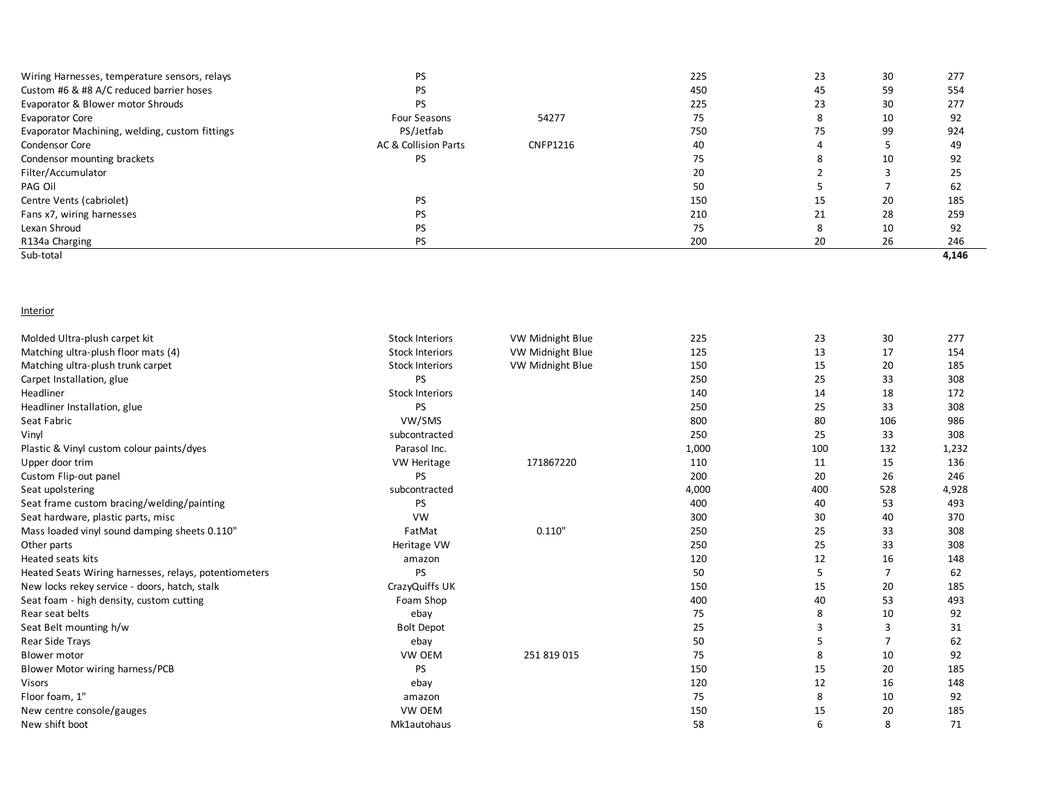| | | | | | | |
|---|---|---|---|---|---|---|
| Wiring Harnesses, temperature sensors, relays | PS | | 225 | 23 | 30 | 277 |
| Custom #6 & #8 A/C reduced barrier hoses | PS | | 450 | 45 | 59 | 554 |
| Evaporator & Blower motor Shrouds | PS | | 225 | 23 | 30 | 277 |
| Evaporator Core | Four Seasons | 54277 | 75 | 8 | 10 | 92 |
| Evaporator Machining, welding, custom fittings | PS/Jetfab | | 750 | 75 | 99 | 924 |
| Condensor Core | AC & Collision Parts | CNFP1216 | 40 | 4 | 5 | 49 |
| Condensor mounting brackets | PS | | 75 | 8 | 10 | 92 |
| Filter/Accumulator | | | 20 | 2 | 3 | 25 |
| PAG Oil | | | 50 | 5 | 7 | 62 |
| Centre Vents (cabriolet) | PS | | 150 | 15 | 20 | 185 |
| Fans x7, wiring harnesses | PS | | 210 | 21 | 28 | 259 |
| Lexan Shroud | PS | | 75 | 8 | 10 | 92 |
| R134a Charging | PS | | 200 | 20 | 26 | 246 |
| Sub-total | | | | | | **4,146** |

Interior

| | | | | | | |
|---|---|---|---|---|---|---|
| Molded Ultra-plush carpet kit | Stock Interiors | VW Midnight Blue | 225 | 23 | 30 | 277 |
| Matching ultra-plush floor mats (4) | Stock Interiors | VW Midnight Blue | 125 | 13 | 17 | 154 |
| Matching ultra-plush trunk carpet | Stock Interiors | VW Midnight Blue | 150 | 15 | 20 | 185 |
| Carpet Installation, glue | PS | | 250 | 25 | 33 | 308 |
| Headliner | Stock Interiors | | 140 | 14 | 18 | 172 |
| Headliner Installation, glue | PS | | 250 | 25 | 33 | 308 |
| Seat Fabric | VW/SMS | | 800 | 80 | 106 | 986 |
| Vinyl | subcontracted | | 250 | 25 | 33 | 308 |
| Plastic & Vinyl custom colour paints/dyes | Parasol Inc. | | 1,000 | 100 | 132 | 1,232 |
| Upper door trim | VW Heritage | 171867220 | 110 | 11 | 15 | 136 |
| Custom Flip-out panel | PS | | 200 | 20 | 26 | 246 |
| Seat upolstering | subcontracted | | 4,000 | 400 | 528 | 4,928 |
| Seat frame custom bracing/welding/painting | PS | | 400 | 40 | 53 | 493 |
| Seat hardware, plastic parts, misc | VW | | 300 | 30 | 40 | 370 |
| Mass loaded vinyl sound damping sheets 0.110" | FatMat | 0.110" | 250 | 25 | 33 | 308 |
| Other parts | Heritage VW | | 250 | 25 | 33 | 308 |
| Heated seats kits | amazon | | 120 | 12 | 16 | 148 |
| Heated Seats Wiring harnesses, relays, potentiometers | PS | | 50 | 5 | 7 | 62 |
| New locks rekey service - doors, hatch, stalk | CrazyQuiffs UK | | 150 | 15 | 20 | 185 |
| Seat foam - high density, custom cutting | Foam Shop | | 400 | 40 | 53 | 493 |
| Rear seat belts | ebay | | 75 | 8 | 10 | 92 |
| Seat Belt mounting h/w | Bolt Depot | | 25 | 3 | 3 | 31 |
| Rear Side Trays | ebay | | 50 | 5 | 7 | 62 |
| Blower motor | VW OEM | 251 819 015 | 75 | 8 | 10 | 92 |
| Blower Motor wiring harness/PCB | PS | | 150 | 15 | 20 | 185 |
| Visors | ebay | | 120 | 12 | 16 | 148 |
| Floor foam, 1" | amazon | | 75 | 8 | 10 | 92 |
| New centre console/gauges | VW OEM | | 150 | 15 | 20 | 185 |
| New shift boot | Mk1autohaus | | 58 | 6 | 8 | 71 |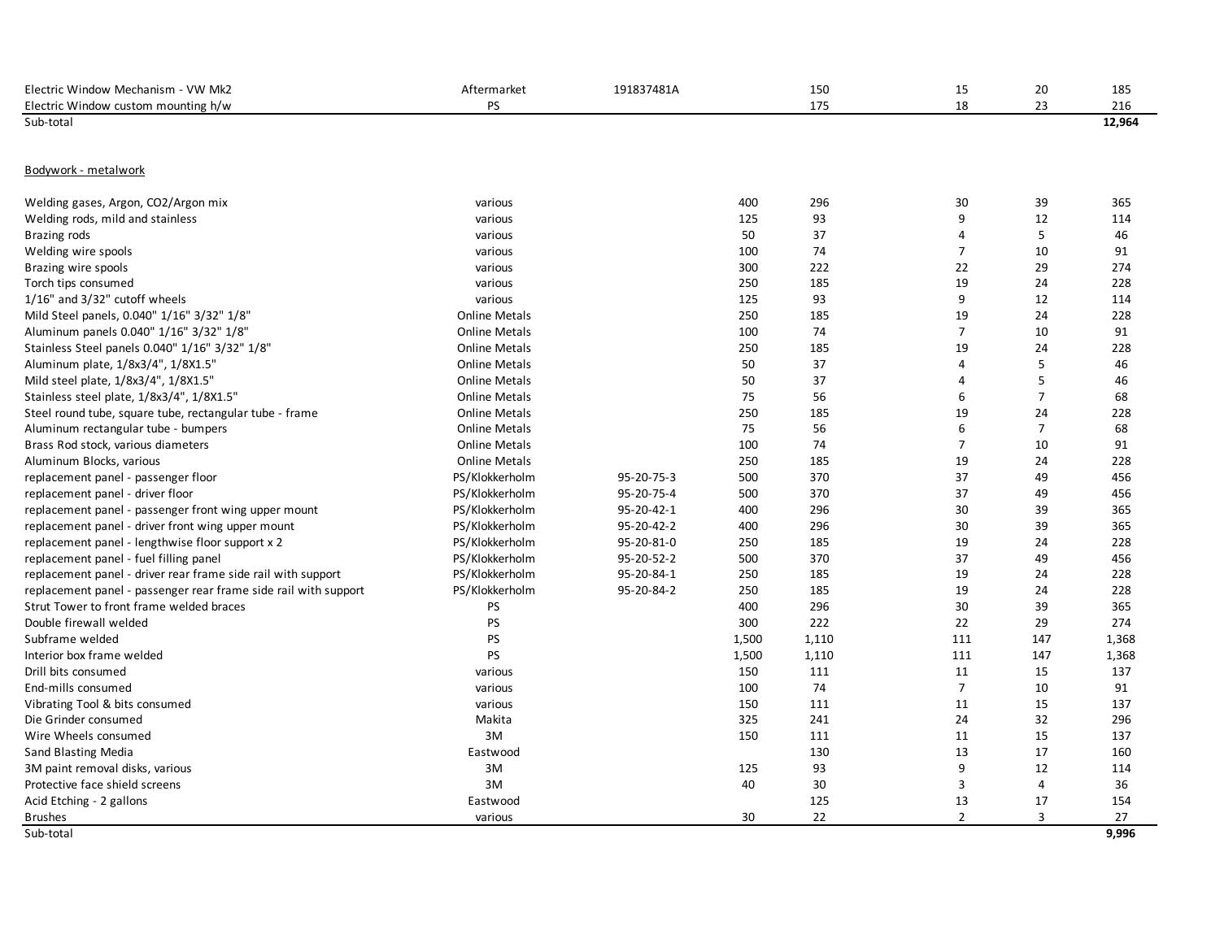| | | | | | | | |
|---|---|---|---|---|---|---|---|
| Electric Window Mechanism - VW Mk2 | Aftermarket | 191837481A | | 150 | 15 | 20 | 185 |
| Electric Window custom mounting h/w | PS | | | 175 | 18 | 23 | 216 |
| Sub-total | | | | | | | **12,964** |

Bodywork - metalwork

| | | | | | | | |
|---|---|---|---|---|---|---|---|
| Welding gases, Argon, CO2/Argon mix | various | | 400 | 296 | 30 | 39 | 365 |
| Welding rods, mild and stainless | various | | 125 | 93 | 9 | 12 | 114 |
| Brazing rods | various | | 50 | 37 | 4 | 5 | 46 |
| Welding wire spools | various | | 100 | 74 | 7 | 10 | 91 |
| Brazing wire spools | various | | 300 | 222 | 22 | 29 | 274 |
| Torch tips consumed | various | | 250 | 185 | 19 | 24 | 228 |
| 1/16" and 3/32" cutoff wheels | various | | 125 | 93 | 9 | 12 | 114 |
| Mild Steel panels, 0.040" 1/16" 3/32" 1/8" | Online Metals | | 250 | 185 | 19 | 24 | 228 |
| Aluminum panels 0.040" 1/16" 3/32" 1/8" | Online Metals | | 100 | 74 | 7 | 10 | 91 |
| Stainless Steel panels 0.040" 1/16" 3/32" 1/8" | Online Metals | | 250 | 185 | 19 | 24 | 228 |
| Aluminum plate, 1/8x3/4", 1/8X1.5" | Online Metals | | 50 | 37 | 4 | 5 | 46 |
| Mild steel plate, 1/8x3/4", 1/8X1.5" | Online Metals | | 50 | 37 | 4 | 5 | 46 |
| Stainless steel plate, 1/8x3/4", 1/8X1.5" | Online Metals | | 75 | 56 | 6 | 7 | 68 |
| Steel round tube, square tube, rectangular tube - frame | Online Metals | | 250 | 185 | 19 | 24 | 228 |
| Aluminum rectangular tube - bumpers | Online Metals | | 75 | 56 | 6 | 7 | 68 |
| Brass Rod stock, various diameters | Online Metals | | 100 | 74 | 7 | 10 | 91 |
| Aluminum Blocks, various | Online Metals | | 250 | 185 | 19 | 24 | 228 |
| replacement panel - passenger floor | PS/Klokkerholm | 95-20-75-3 | 500 | 370 | 37 | 49 | 456 |
| replacement panel - driver floor | PS/Klokkerholm | 95-20-75-4 | 500 | 370 | 37 | 49 | 456 |
| replacement panel - passenger front wing upper mount | PS/Klokkerholm | 95-20-42-1 | 400 | 296 | 30 | 39 | 365 |
| replacement panel - driver front wing upper mount | PS/Klokkerholm | 95-20-42-2 | 400 | 296 | 30 | 39 | 365 |
| replacement panel - lengthwise floor support x 2 | PS/Klokkerholm | 95-20-81-0 | 250 | 185 | 19 | 24 | 228 |
| replacement panel - fuel filling panel | PS/Klokkerholm | 95-20-52-2 | 500 | 370 | 37 | 49 | 456 |
| replacement panel - driver rear frame side rail with support | PS/Klokkerholm | 95-20-84-1 | 250 | 185 | 19 | 24 | 228 |
| replacement panel - passenger rear frame side rail with support | PS/Klokkerholm | 95-20-84-2 | 250 | 185 | 19 | 24 | 228 |
| Strut Tower to front frame welded braces | PS | | 400 | 296 | 30 | 39 | 365 |
| Double firewall welded | PS | | 300 | 222 | 22 | 29 | 274 |
| Subframe welded | PS | | 1,500 | 1,110 | 111 | 147 | 1,368 |
| Interior box frame welded | PS | | 1,500 | 1,110 | 111 | 147 | 1,368 |
| Drill bits consumed | various | | 150 | 111 | 11 | 15 | 137 |
| End-mills consumed | various | | 100 | 74 | 7 | 10 | 91 |
| Vibrating Tool & bits consumed | various | | 150 | 111 | 11 | 15 | 137 |
| Die Grinder consumed | Makita | | 325 | 241 | 24 | 32 | 296 |
| Wire Wheels consumed | 3M | | 150 | 111 | 11 | 15 | 137 |
| Sand Blasting Media | Eastwood | | | 130 | 13 | 17 | 160 |
| 3M paint removal disks, various | 3M | | 125 | 93 | 9 | 12 | 114 |
| Protective face shield screens | 3M | | 40 | 30 | 3 | 4 | 36 |
| Acid Etching - 2 gallons | Eastwood | | | 125 | 13 | 17 | 154 |
| Brushes | various | | 30 | 22 | 2 | 3 | 27 |
| Sub-total | | | | | | | **9,996** |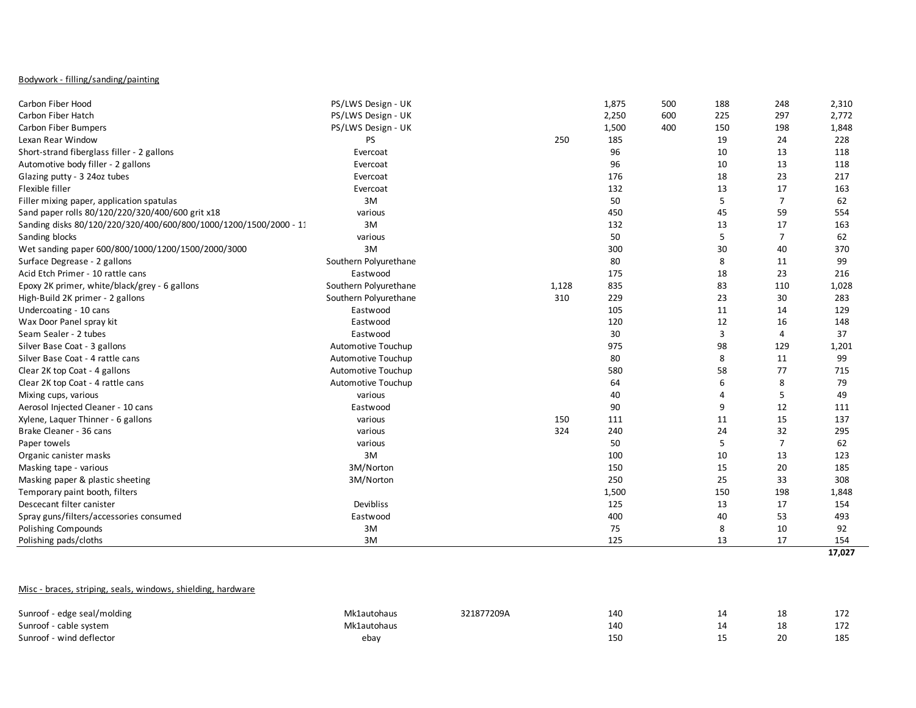Bodywork - filling/sanding/painting

| Item | Source | Part # | | | | | | |
|---|---|---|---|---|---|---|---|---|
| Carbon Fiber Hood | PS/LWS Design - UK | | | 1,875 | 500 | 188 | 248 | 2,310 |
| Carbon Fiber Hatch | PS/LWS Design - UK | | | 2,250 | 600 | 225 | 297 | 2,772 |
| Carbon Fiber Bumpers | PS/LWS Design - UK | | | 1,500 | 400 | 150 | 198 | 1,848 |
| Lexan Rear Window | PS | | 250 | 185 | | 19 | 24 | 228 |
| Short-strand fiberglass filler - 2 gallons | Evercoat | | | 96 | | 10 | 13 | 118 |
| Automotive body filler - 2 gallons | Evercoat | | | 96 | | 10 | 13 | 118 |
| Glazing putty - 3 24oz tubes | Evercoat | | | 176 | | 18 | 23 | 217 |
| Flexible filler | Evercoat | | | 132 | | 13 | 17 | 163 |
| Filler mixing paper, application spatulas | 3M | | | 50 | | 5 | 7 | 62 |
| Sand paper rolls 80/120/220/320/400/600 grit x18 | various | | | 450 | | 45 | 59 | 554 |
| Sanding disks 80/120/220/320/400/600/800/1000/1200/1500/2000 - 11 | 3M | | | 132 | | 13 | 17 | 163 |
| Sanding blocks | various | | | 50 | | 5 | 7 | 62 |
| Wet sanding paper 600/800/1000/1200/1500/2000/3000 | 3M | | | 300 | | 30 | 40 | 370 |
| Surface Degrease - 2 gallons | Southern Polyurethane | | | 80 | | 8 | 11 | 99 |
| Acid Etch Primer - 10 rattle cans | Eastwood | | | 175 | | 18 | 23 | 216 |
| Epoxy 2K primer, white/black/grey - 6 gallons | Southern Polyurethane | | 1,128 | 835 | | 83 | 110 | 1,028 |
| High-Build 2K primer - 2 gallons | Southern Polyurethane | | 310 | 229 | | 23 | 30 | 283 |
| Undercoating - 10 cans | Eastwood | | | 105 | | 11 | 14 | 129 |
| Wax Door Panel spray kit | Eastwood | | | 120 | | 12 | 16 | 148 |
| Seam Sealer - 2 tubes | Eastwood | | | 30 | | 3 | 4 | 37 |
| Silver Base Coat - 3 gallons | Automotive Touchup | | | 975 | | 98 | 129 | 1,201 |
| Silver Base Coat - 4 rattle cans | Automotive Touchup | | | 80 | | 8 | 11 | 99 |
| Clear 2K top Coat - 4 gallons | Automotive Touchup | | | 580 | | 58 | 77 | 715 |
| Clear 2K top Coat - 4 rattle cans | Automotive Touchup | | | 64 | | 6 | 8 | 79 |
| Mixing cups, various | various | | | 40 | | 4 | 5 | 49 |
| Aerosol Injected Cleaner - 10 cans | Eastwood | | | 90 | | 9 | 12 | 111 |
| Xylene, Laquer Thinner - 6 gallons | various | | 150 | 111 | | 11 | 15 | 137 |
| Brake Cleaner - 36 cans | various | | 324 | 240 | | 24 | 32 | 295 |
| Paper towels | various | | | 50 | | 5 | 7 | 62 |
| Organic canister masks | 3M | | | 100 | | 10 | 13 | 123 |
| Masking tape - various | 3M/Norton | | | 150 | | 15 | 20 | 185 |
| Masking paper & plastic sheeting | 3M/Norton | | | 250 | | 25 | 33 | 308 |
| Temporary paint booth, filters | | | | 1,500 | | 150 | 198 | 1,848 |
| Descecant filter canister | Devibliss | | | 125 | | 13 | 17 | 154 |
| Spray guns/filters/accessories consumed | Eastwood | | | 400 | | 40 | 53 | 493 |
| Polishing Compounds | 3M | | | 75 | | 8 | 10 | 92 |
| Polishing pads/cloths | 3M | | | 125 | | 13 | 17 | 154 |
| | | | | | | | | **17,027** |

Misc - braces, striping, seals, windows, shielding, hardware

| Item | Source | Part # | | | | | | |
|---|---|---|---|---|---|---|---|---|
| Sunroof - edge seal/molding | Mk1autohaus | 321877209A | | 140 | | 14 | 18 | 172 |
| Sunroof - cable system | Mk1autohaus | | | 140 | | 14 | 18 | 172 |
| Sunroof - wind deflector | ebay | | | 150 | | 15 | 20 | 185 |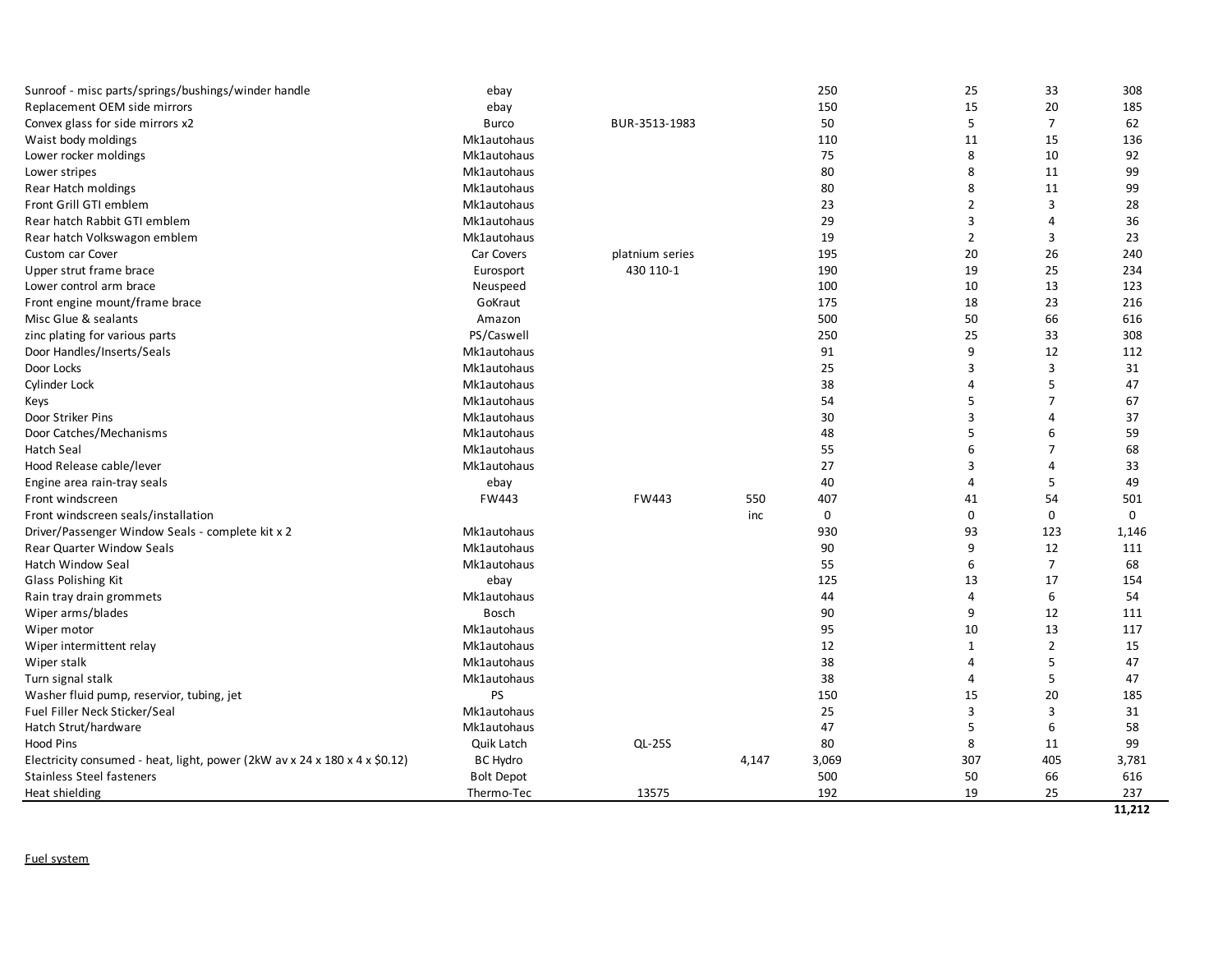| | | | | | | | |
|---|---|---|---|---|---|---|---|
| Sunroof - misc parts/springs/bushings/winder handle | ebay | | | 250 | 25 | 33 | 308 |
| Replacement OEM side mirrors | ebay | | | 150 | 15 | 20 | 185 |
| Convex glass for side mirrors x2 | Burco | BUR-3513-1983 | | 50 | 5 | 7 | 62 |
| Waist body moldings | Mk1autohaus | | | 110 | 11 | 15 | 136 |
| Lower rocker moldings | Mk1autohaus | | | 75 | 8 | 10 | 92 |
| Lower stripes | Mk1autohaus | | | 80 | 8 | 11 | 99 |
| Rear Hatch moldings | Mk1autohaus | | | 80 | 8 | 11 | 99 |
| Front Grill GTI emblem | Mk1autohaus | | | 23 | 2 | 3 | 28 |
| Rear hatch Rabbit GTI emblem | Mk1autohaus | | | 29 | 3 | 4 | 36 |
| Rear hatch Volkswagon emblem | Mk1autohaus | | | 19 | 2 | 3 | 23 |
| Custom car Cover | Car Covers | platnium series | | 195 | 20 | 26 | 240 |
| Upper strut frame brace | Eurosport | 430 110-1 | | 190 | 19 | 25 | 234 |
| Lower control arm brace | Neuspeed | | | 100 | 10 | 13 | 123 |
| Front engine mount/frame brace | GoKraut | | | 175 | 18 | 23 | 216 |
| Misc Glue & sealants | Amazon | | | 500 | 50 | 66 | 616 |
| zinc plating for various parts | PS/Caswell | | | 250 | 25 | 33 | 308 |
| Door Handles/Inserts/Seals | Mk1autohaus | | | 91 | 9 | 12 | 112 |
| Door Locks | Mk1autohaus | | | 25 | 3 | 3 | 31 |
| Cylinder Lock | Mk1autohaus | | | 38 | 4 | 5 | 47 |
| Keys | Mk1autohaus | | | 54 | 5 | 7 | 67 |
| Door Striker Pins | Mk1autohaus | | | 30 | 3 | 4 | 37 |
| Door Catches/Mechanisms | Mk1autohaus | | | 48 | 5 | 6 | 59 |
| Hatch Seal | Mk1autohaus | | | 55 | 6 | 7 | 68 |
| Hood Release cable/lever | Mk1autohaus | | | 27 | 3 | 4 | 33 |
| Engine area rain-tray seals | ebay | | | 40 | 4 | 5 | 49 |
| Front windscreen | FW443 | FW443 | 550 | 407 | 41 | 54 | 501 |
| Front windscreen seals/installation | | | inc | 0 | 0 | 0 | 0 |
| Driver/Passenger Window Seals - complete kit x 2 | Mk1autohaus | | | 930 | 93 | 123 | 1,146 |
| Rear Quarter Window Seals | Mk1autohaus | | | 90 | 9 | 12 | 111 |
| Hatch Window Seal | Mk1autohaus | | | 55 | 6 | 7 | 68 |
| Glass Polishing Kit | ebay | | | 125 | 13 | 17 | 154 |
| Rain tray drain grommets | Mk1autohaus | | | 44 | 4 | 6 | 54 |
| Wiper arms/blades | Bosch | | | 90 | 9 | 12 | 111 |
| Wiper motor | Mk1autohaus | | | 95 | 10 | 13 | 117 |
| Wiper intermittent relay | Mk1autohaus | | | 12 | 1 | 2 | 15 |
| Wiper stalk | Mk1autohaus | | | 38 | 4 | 5 | 47 |
| Turn signal stalk | Mk1autohaus | | | 38 | 4 | 5 | 47 |
| Washer fluid pump, reservior, tubing, jet | PS | | | 150 | 15 | 20 | 185 |
| Fuel Filler Neck Sticker/Seal | Mk1autohaus | | | 25 | 3 | 3 | 31 |
| Hatch Strut/hardware | Mk1autohaus | | | 47 | 5 | 6 | 58 |
| Hood Pins | Quik Latch | QL-25S | | 80 | 8 | 11 | 99 |
| Electricity consumed - heat, light, power (2kW av x 24 x 180 x 4 x $0.12) | BC Hydro | | 4,147 | 3,069 | 307 | 405 | 3,781 |
| Stainless Steel fasteners | Bolt Depot | | | 500 | 50 | 66 | 616 |
| Heat shielding | Thermo-Tec | 13575 | | 192 | 19 | 25 | 237 |
| | | | | | | | **11,212** |

Fuel system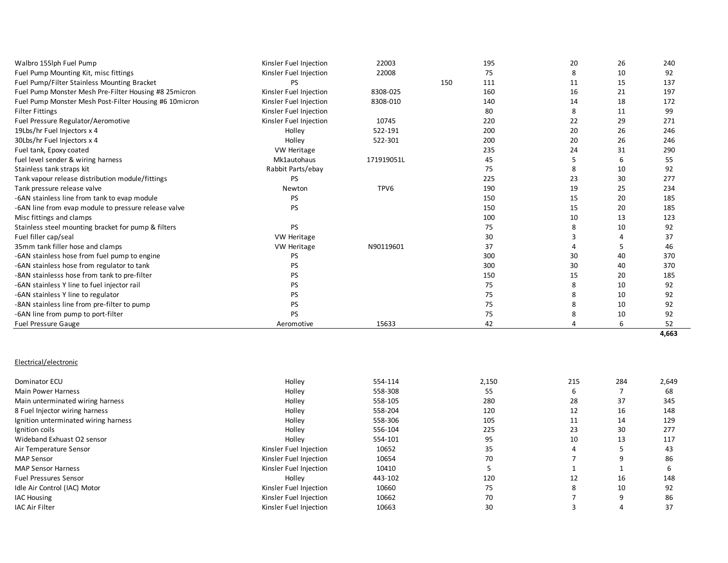| | | | | | | | |
|---|---|---|---|---|---|---|---|
| Walbro 155lph Fuel Pump | Kinsler Fuel Injection | 22003 | | 195 | 20 | 26 | 240 |
| Fuel Pump Mounting Kit, misc fittings | Kinsler Fuel Injection | 22008 | | 75 | 8 | 10 | 92 |
| Fuel Pump/Filter Stainless Mounting Bracket | PS | | 150 | 111 | 11 | 15 | 137 |
| Fuel Pump Monster Mesh Pre-Filter Housing #8 25micron | Kinsler Fuel Injection | 8308-025 | | 160 | 16 | 21 | 197 |
| Fuel Pump Monster Mesh Post-Filter Housing #6 10micron | Kinsler Fuel Injection | 8308-010 | | 140 | 14 | 18 | 172 |
| Filter Fittings | Kinsler Fuel Injection | | | 80 | 8 | 11 | 99 |
| Fuel Pressure Regulator/Aeromotive | Kinsler Fuel Injection | 10745 | | 220 | 22 | 29 | 271 |
| 19Lbs/hr Fuel Injectors x 4 | Holley | 522-191 | | 200 | 20 | 26 | 246 |
| 30Lbs/hr Fuel Injectors x 4 | Holley | 522-301 | | 200 | 20 | 26 | 246 |
| Fuel tank, Epoxy coated | VW Heritage | | | 235 | 24 | 31 | 290 |
| fuel level sender & wiring harness | Mk1autohaus | 171919051L | | 45 | 5 | 6 | 55 |
| Stainless tank straps kit | Rabbit Parts/ebay | | | 75 | 8 | 10 | 92 |
| Tank vapour release distribution module/fittings | PS | | | 225 | 23 | 30 | 277 |
| Tank pressure release valve | Newton | TPV6 | | 190 | 19 | 25 | 234 |
| -6AN stainless line from tank to evap module | PS | | | 150 | 15 | 20 | 185 |
| -6AN line from evap module to pressure release valve | PS | | | 150 | 15 | 20 | 185 |
| Misc fittings and clamps | | | | 100 | 10 | 13 | 123 |
| Stainless steel mounting bracket for pump & filters | PS | | | 75 | 8 | 10 | 92 |
| Fuel filler cap/seal | VW Heritage | | | 30 | 3 | 4 | 37 |
| 35mm tank filler hose and clamps | VW Heritage | N90119601 | | 37 | 4 | 5 | 46 |
| -6AN stainless hose from fuel pump to engine | PS | | | 300 | 30 | 40 | 370 |
| -6AN stainless hose from regulator to tank | PS | | | 300 | 30 | 40 | 370 |
| -8AN stainlesss hose from tank to pre-filter | PS | | | 150 | 15 | 20 | 185 |
| -6AN stainless Y line to fuel injector rail | PS | | | 75 | 8 | 10 | 92 |
| -6AN stainless Y line to regulator | PS | | | 75 | 8 | 10 | 92 |
| -8AN stainless line from pre-filter to pump | PS | | | 75 | 8 | 10 | 92 |
| -6AN line from pump to port-filter | PS | | | 75 | 8 | 10 | 92 |
| Fuel Pressure Gauge | Aeromotive | 15633 | | 42 | 4 | 6 | 52 |
| | | | | | | | **4,663** |

Electrical/electronic

| | | | | | | |
|---|---|---|---|---|---|---|
| Dominator ECU | Holley | 554-114 | 2,150 | 215 | 284 | 2,649 |
| Main Power Harness | Holley | 558-308 | 55 | 6 | 7 | 68 |
| Main unterminated wiring harness | Holley | 558-105 | 280 | 28 | 37 | 345 |
| 8 Fuel Injector wiring harness | Holley | 558-204 | 120 | 12 | 16 | 148 |
| Ignition unterminated wiring harness | Holley | 558-306 | 105 | 11 | 14 | 129 |
| Ignition coils | Holley | 556-104 | 225 | 23 | 30 | 277 |
| Wideband Exhuast O2 sensor | Holley | 554-101 | 95 | 10 | 13 | 117 |
| Air Temperature Sensor | Kinsler Fuel Injection | 10652 | 35 | 4 | 5 | 43 |
| MAP Sensor | Kinsler Fuel Injection | 10654 | 70 | 7 | 9 | 86 |
| MAP Sensor Harness | Kinsler Fuel Injection | 10410 | 5 | 1 | 1 | 6 |
| Fuel Pressures Sensor | Holley | 443-102 | 120 | 12 | 16 | 148 |
| Idle Air Control (IAC) Motor | Kinsler Fuel Injection | 10660 | 75 | 8 | 10 | 92 |
| IAC Housing | Kinsler Fuel Injection | 10662 | 70 | 7 | 9 | 86 |
| IAC Air Filter | Kinsler Fuel Injection | 10663 | 30 | 3 | 4 | 37 |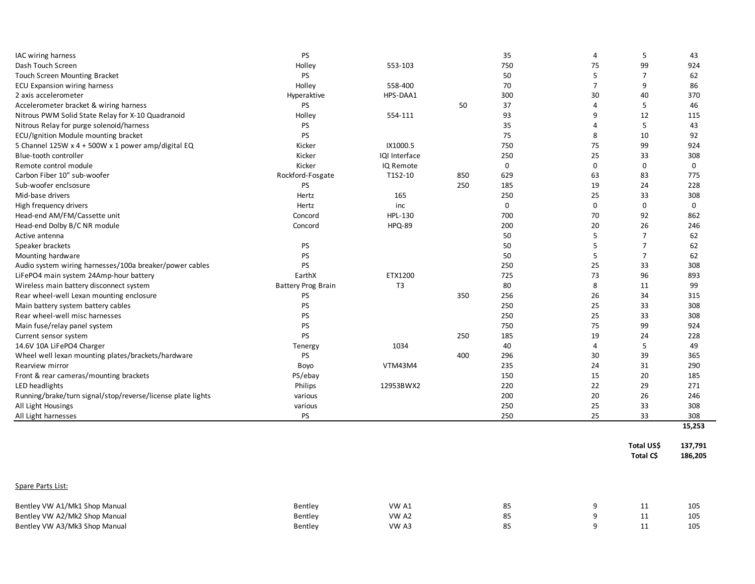| | | | | | | | |
|---|---|---|---|---|---|---|---|
| IAC wiring harness | PS | | | 35 | 4 | 5 | 43 |
| Dash Touch Screen | Holley | 553-103 | | 750 | 75 | 99 | 924 |
| Touch Screen Mounting Bracket | PS | | | 50 | 5 | 7 | 62 |
| ECU Expansion wiring harness | Holley | 558-400 | | 70 | 7 | 9 | 86 |
| 2 axis accelerometer | Hyperaktive | HPS-DAA1 | | 300 | 30 | 40 | 370 |
| Accelerometer bracket & wiring harness | PS | | 50 | 37 | 4 | 5 | 46 |
| Nitrous PWM Solid State Relay for X-10 Quadranoid | Holley | 554-111 | | 93 | 9 | 12 | 115 |
| Nitrous Relay for purge solenoid/harness | PS | | | 35 | 4 | 5 | 43 |
| ECU/Ignition Module mounting bracket | PS | | | 75 | 8 | 10 | 92 |
| 5 Channel 125W x 4 + 500W x 1 power amp/digital EQ | Kicker | IX1000.5 | | 750 | 75 | 99 | 924 |
| Blue-tooth controller | Kicker | IQI Interface | | 250 | 25 | 33 | 308 |
| Remote control module | Kicker | IQ Remote | | 0 | 0 | 0 | 0 |
| Carbon Fiber 10" sub-woofer | Rockford-Fosgate | T1S2-10 | 850 | 629 | 63 | 83 | 775 |
| Sub-woofer enclsosure | PS | | 250 | 185 | 19 | 24 | 228 |
| Mid-base drivers | Hertz | 165 | | 250 | 25 | 33 | 308 |
| High frequency drivers | Hertz | inc | | 0 | 0 | 0 | 0 |
| Head-end AM/FM/Cassette unit | Concord | HPL-130 | | 700 | 70 | 92 | 862 |
| Head-end Dolby B/C NR module | Concord | HPQ-89 | | 200 | 20 | 26 | 246 |
| Active antenna | | | | 50 | 5 | 7 | 62 |
| Speaker brackets | PS | | | 50 | 5 | 7 | 62 |
| Mounting hardware | PS | | | 50 | 5 | 7 | 62 |
| Audio system wiring harnesses/100a breaker/power cables | PS | | | 250 | 25 | 33 | 308 |
| LiFePO4 main system 24Amp-hour battery | EarthX | ETX1200 | | 725 | 73 | 96 | 893 |
| Wireless main battery disconnect system | Battery Prog Brain | T3 | | 80 | 8 | 11 | 99 |
| Rear wheel-well Lexan mounting enclosure | PS | | 350 | 256 | 26 | 34 | 315 |
| Main battery system battery cables | PS | | | 250 | 25 | 33 | 308 |
| Rear wheel-well misc harnesses | PS | | | 250 | 25 | 33 | 308 |
| Main fuse/relay panel system | PS | | | 750 | 75 | 99 | 924 |
| Current sensor system | PS | | 250 | 185 | 19 | 24 | 228 |
| 14.6V 10A LiFePO4 Charger | Tenergy | 1034 | | 40 | 4 | 5 | 49 |
| Wheel well lexan mounting plates/brackets/hardware | PS | | 400 | 296 | 30 | 39 | 365 |
| Rearview mirror | Boyo | VTM43M4 | | 235 | 24 | 31 | 290 |
| Front & rear cameras/mounting brackets | PS/ebay | | | 150 | 15 | 20 | 185 |
| LED headlights | Philips | 12953BWX2 | | 220 | 22 | 29 | 271 |
| Running/brake/turn signal/stop/reverse/license plate lights | various | | | 200 | 20 | 26 | 246 |
| All Light Housings | various | | | 250 | 25 | 33 | 308 |
| All Light harnesses | PS | | | 250 | 25 | 33 | 308 |
| | | | | | | | **15,253** |
| | | | | | | **Total US$** | **137,791** |
| | | | | | | **Total C$** | **186,205** |

Spare Parts List:

| | | | | | | | |
|---|---|---|---|---|---|---|---|
| Bentley VW A1/Mk1 Shop Manual | Bentley | VW A1 | | 85 | 9 | 11 | 105 |
| Bentley VW A2/Mk2 Shop Manual | Bentley | VW A2 | | 85 | 9 | 11 | 105 |
| Bentley VW A3/Mk3 Shop Manual | Bentley | VW A3 | | 85 | 9 | 11 | 105 |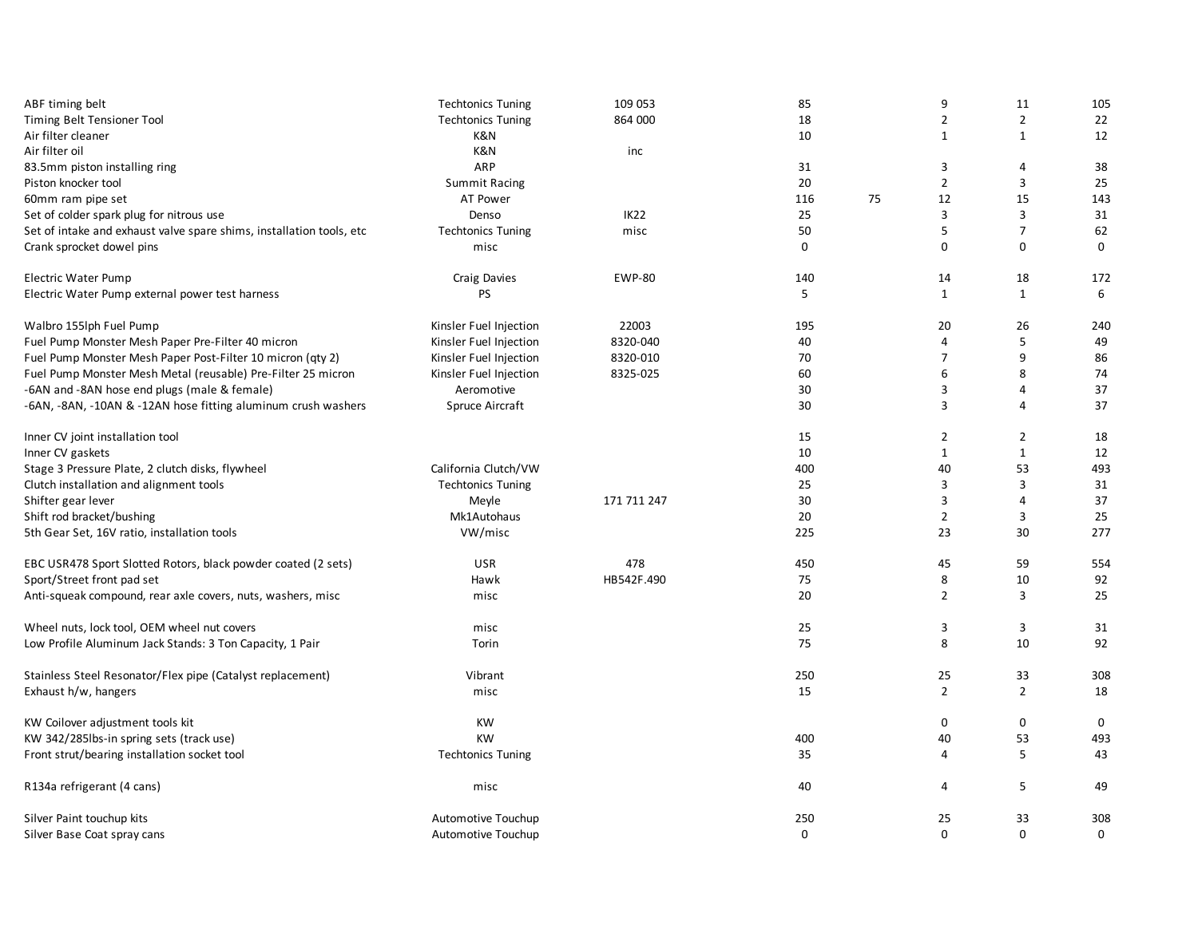| | | | | | | | |
|---|---|---|---|---|---|---|---|
| ABF timing belt | Techtonics Tuning | 109 053 | 85 | | 9 | 11 | 105 |
| Timing Belt Tensioner Tool | Techtonics Tuning | 864 000 | 18 | | 2 | 2 | 22 |
| Air filter cleaner | K&N | | 10 | | 1 | 1 | 12 |
| Air filter oil | K&N | inc | | | | | |
| 83.5mm piston installing ring | ARP | | 31 | | 3 | 4 | 38 |
| Piston knocker tool | Summit Racing | | 20 | | 2 | 3 | 25 |
| 60mm ram pipe set | AT Power | | 116 | 75 | 12 | 15 | 143 |
| Set of colder spark plug for nitrous use | Denso | IK22 | 25 | | 3 | 3 | 31 |
| Set of intake and exhaust valve spare shims, installation tools, etc | Techtonics Tuning | misc | 50 | | 5 | 7 | 62 |
| Crank sprocket dowel pins | misc | | 0 | | 0 | 0 | 0 |
| | | | | | | | |
| Electric Water Pump | Craig Davies | EWP-80 | 140 | | 14 | 18 | 172 |
| Electric Water Pump external power test harness | PS | | 5 | | 1 | 1 | 6 |
| | | | | | | | |
| Walbro 155lph Fuel Pump | Kinsler Fuel Injection | 22003 | 195 | | 20 | 26 | 240 |
| Fuel Pump Monster Mesh Paper Pre-Filter 40 micron | Kinsler Fuel Injection | 8320-040 | 40 | | 4 | 5 | 49 |
| Fuel Pump Monster Mesh Paper Post-Filter 10 micron (qty 2) | Kinsler Fuel Injection | 8320-010 | 70 | | 7 | 9 | 86 |
| Fuel Pump Monster Mesh Metal (reusable) Pre-Filter 25 micron | Kinsler Fuel Injection | 8325-025 | 60 | | 6 | 8 | 74 |
| -6AN and -8AN hose end plugs (male & female) | Aeromotive | | 30 | | 3 | 4 | 37 |
| -6AN, -8AN, -10AN & -12AN hose fitting aluminum crush washers | Spruce Aircraft | | 30 | | 3 | 4 | 37 |
| | | | | | | | |
| Inner CV joint installation tool | | | 15 | | 2 | 2 | 18 |
| Inner CV gaskets | | | 10 | | 1 | 1 | 12 |
| Stage 3 Pressure Plate, 2 clutch disks, flywheel | California Clutch/VW | | 400 | | 40 | 53 | 493 |
| Clutch installation and alignment tools | Techtonics Tuning | | 25 | | 3 | 3 | 31 |
| Shifter gear lever | Meyle | 171 711 247 | 30 | | 3 | 4 | 37 |
| Shift rod bracket/bushing | Mk1Autohaus | | 20 | | 2 | 3 | 25 |
| 5th Gear Set, 16V ratio, installation tools | VW/misc | | 225 | | 23 | 30 | 277 |
| | | | | | | | |
| EBC USR478 Sport Slotted Rotors, black powder coated (2 sets) | USR | 478 | 450 | | 45 | 59 | 554 |
| Sport/Street front pad set | Hawk | HB542F.490 | 75 | | 8 | 10 | 92 |
| Anti-squeak compound, rear axle covers, nuts, washers, misc | misc | | 20 | | 2 | 3 | 25 |
| | | | | | | | |
| Wheel nuts, lock tool, OEM wheel nut covers | misc | | 25 | | 3 | 3 | 31 |
| Low Profile Aluminum Jack Stands: 3 Ton Capacity, 1 Pair | Torin | | 75 | | 8 | 10 | 92 |
| | | | | | | | |
| Stainless Steel Resonator/Flex pipe (Catalyst replacement) | Vibrant | | 250 | | 25 | 33 | 308 |
| Exhaust h/w, hangers | misc | | 15 | | 2 | 2 | 18 |
| | | | | | | | |
| KW Coilover adjustment tools kit | KW | | | | 0 | 0 | 0 |
| KW 342/285lbs-in spring sets (track use) | KW | | 400 | | 40 | 53 | 493 |
| Front strut/bearing installation socket tool | Techtonics Tuning | | 35 | | 4 | 5 | 43 |
| | | | | | | | |
| R134a refrigerant (4 cans) | misc | | 40 | | 4 | 5 | 49 |
| | | | | | | | |
| Silver Paint touchup kits | Automotive Touchup | | 250 | | 25 | 33 | 308 |
| Silver Base Coat spray cans | Automotive Touchup | | 0 | | 0 | 0 | 0 |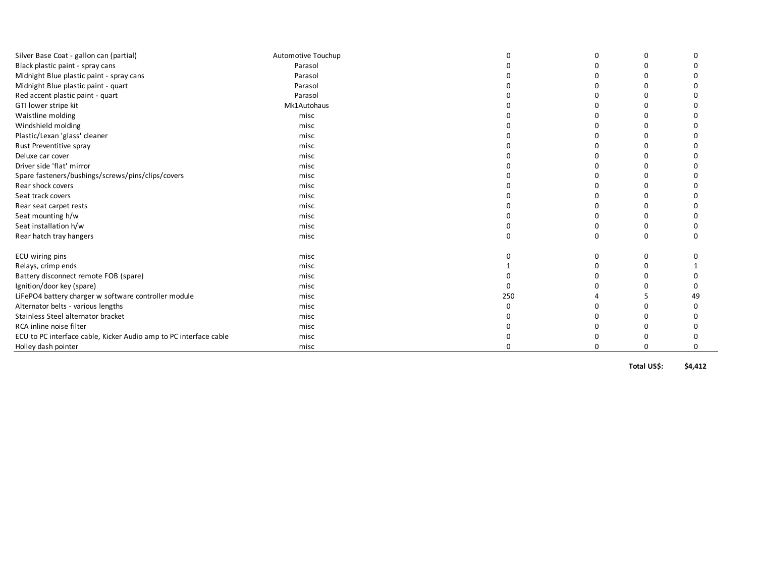| | | | | | |
|---|---|---|---|---|---|
| Silver Base Coat - gallon can (partial) | Automotive Touchup | 0 | 0 | 0 | 0 |
| Black plastic paint - spray cans | Parasol | 0 | 0 | 0 | 0 |
| Midnight Blue plastic paint - spray cans | Parasol | 0 | 0 | 0 | 0 |
| Midnight Blue plastic paint - quart | Parasol | 0 | 0 | 0 | 0 |
| Red accent plastic paint - quart | Parasol | 0 | 0 | 0 | 0 |
| GTI lower stripe kit | Mk1Autohaus | 0 | 0 | 0 | 0 |
| Waistline molding | misc | 0 | 0 | 0 | 0 |
| Windshield molding | misc | 0 | 0 | 0 | 0 |
| Plastic/Lexan 'glass' cleaner | misc | 0 | 0 | 0 | 0 |
| Rust Preventitive spray | misc | 0 | 0 | 0 | 0 |
| Deluxe car cover | misc | 0 | 0 | 0 | 0 |
| Driver side 'flat' mirror | misc | 0 | 0 | 0 | 0 |
| Spare fasteners/bushings/screws/pins/clips/covers | misc | 0 | 0 | 0 | 0 |
| Rear shock covers | misc | 0 | 0 | 0 | 0 |
| Seat track covers | misc | 0 | 0 | 0 | 0 |
| Rear seat carpet rests | misc | 0 | 0 | 0 | 0 |
| Seat mounting h/w | misc | 0 | 0 | 0 | 0 |
| Seat installation h/w | misc | 0 | 0 | 0 | 0 |
| Rear hatch tray hangers | misc | 0 | 0 | 0 | 0 |
| | | | | | |
| ECU wiring pins | misc | 0 | 0 | 0 | 0 |
| Relays, crimp ends | misc | 1 | 0 | 0 | 1 |
| Battery disconnect remote FOB (spare) | misc | 0 | 0 | 0 | 0 |
| Ignition/door key (spare) | misc | 0 | 0 | 0 | 0 |
| LiFePO4 battery charger w software controller module | misc | 250 | 4 | 5 | 49 |
| Alternator belts - various lengths | misc | 0 | 0 | 0 | 0 |
| Stainless Steel alternator bracket | misc | 0 | 0 | 0 | 0 |
| RCA inline noise filter | misc | 0 | 0 | 0 | 0 |
| ECU to PC interface cable, Kicker Audio amp to PC interface cable | misc | 0 | 0 | 0 | 0 |
| Holley dash pointer | misc | 0 | 0 | 0 | 0 |
| | | | | **Total US$:** | **$4,412** |